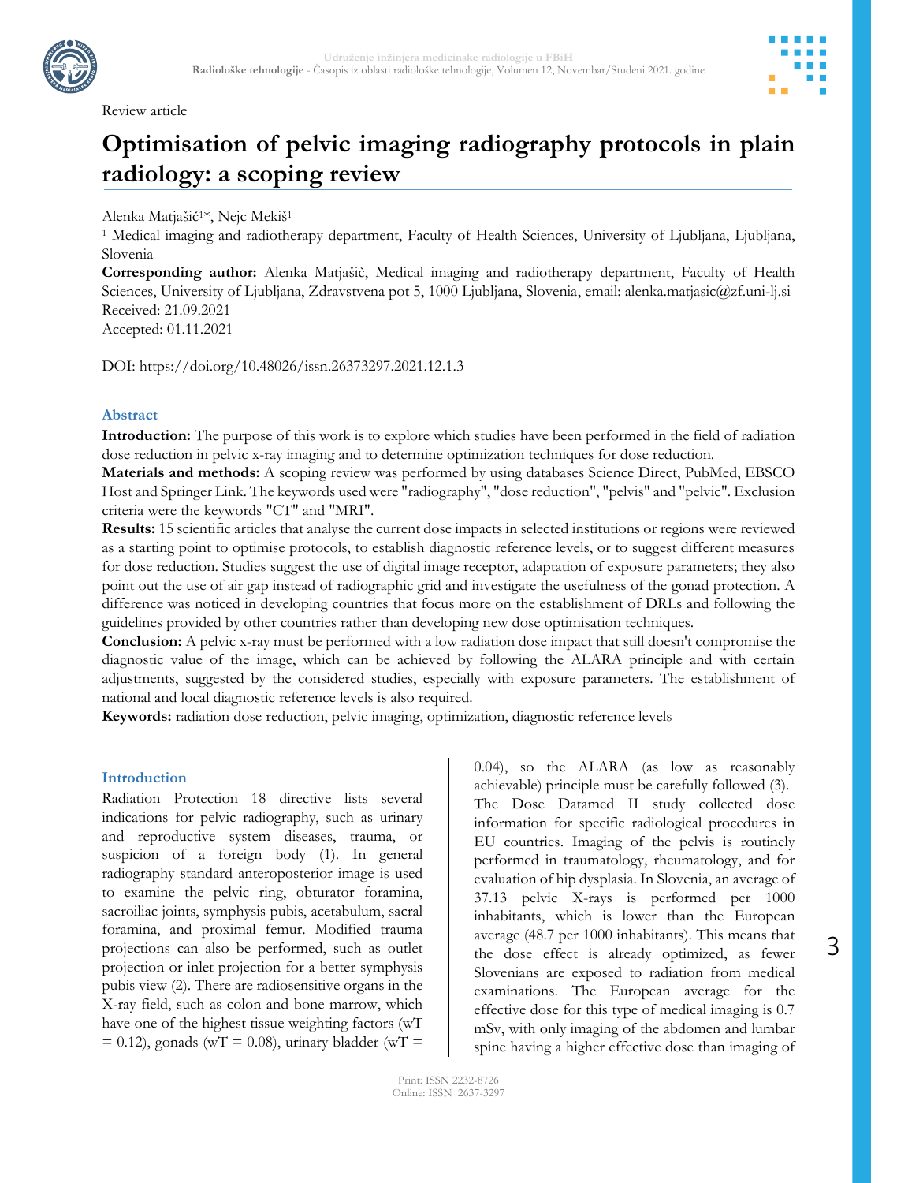Review article

# Optimisation of pelvic imaging radiography protocols in plain radiology: a scoping review

Alenka Matjašič[1]*, Nejc Mekiš[1]

[1] Medical imaging and radiotherapy department, Faculty of Health Sciences, University of Ljubljana, Ljubljana, Slovenia

**Corresponding author:** Alenka Matjašič, Medical imaging and radiotherapy department, Faculty of Health Sciences, University of Ljubljana, Zdravstvena pot 5, 1000 Ljubljana, Slovenia, email: alenka.matjasic@zf.uni-lj.si

Received: 21.09.2021

Accepted: 01.11.2021

DOI: https://doi.org/10.48026/issn.26373297.2021.12.1.3

## Abstract

**Introduction:** The purpose of this work is to explore which studies have been performed in the field of radiation dose reduction in pelvic x-ray imaging and to determine optimization techniques for dose reduction.

**Materials and methods:** A scoping review was performed by using databases Science Direct, PubMed, EBSCO Host and Springer Link. The keywords used were "radiography", "dose reduction", "pelvis" and "pelvic". Exclusion criteria were the keywords "CT" and "MRI".

**Results:** 15 scientific articles that analyse the current dose impacts in selected institutions or regions were reviewed as a starting point to optimise protocols, to establish diagnostic reference levels, or to suggest different measures for dose reduction. Studies suggest the use of digital image receptor, adaptation of exposure parameters; they also point out the use of air gap instead of radiographic grid and investigate the usefulness of the gonad protection. A difference was noticed in developing countries that focus more on the establishment of DRLs and following the guidelines provided by other countries rather than developing new dose optimisation techniques.

**Conclusion:** A pelvic x-ray must be performed with a low radiation dose impact that still doesn't compromise the diagnostic value of the image, which can be achieved by following the ALARA principle and with certain adjustments, suggested by the considered studies, especially with exposure parameters. The establishment of national and local diagnostic reference levels is also required.

**Keywords:** radiation dose reduction, pelvic imaging, optimization, diagnostic reference levels

## Introduction

Radiation Protection 18 directive lists several indications for pelvic radiography, such as urinary and reproductive system diseases, trauma, or suspicion of a foreign body (1). In general radiography standard anteroposterior image is used to examine the pelvic ring, obturator foramina, sacroiliac joints, symphysis pubis, acetabulum, sacral foramina, and proximal femur. Modified trauma projections can also be performed, such as outlet projection or inlet projection for a better symphysis pubis view (2). There are radiosensitive organs in the X-ray field, such as colon and bone marrow, which have one of the highest tissue weighting factors ($w_T = 0.12$), gonads ($w_T = 0.08$), urinary bladder ($w_T = 0.04$), so the ALARA (as low as reasonably achievable) principle must be carefully followed (3). The Dose Datamed II study collected dose information for specific radiological procedures in EU countries. Imaging of the pelvis is routinely performed in traumatology, rheumatology, and for evaluation of hip dysplasia. In Slovenia, an average of 37.13 pelvic X-rays is performed per 1000 inhabitants, which is lower than the European average (48.7 per 1000 inhabitants). This means that the dose effect is already optimized, as fewer Slovenians are exposed to radiation from medical examinations. The European average for the effective dose for this type of medical imaging is 0.7 mSv, with only imaging of the abdomen and lumbar spine having a higher effective dose than imaging of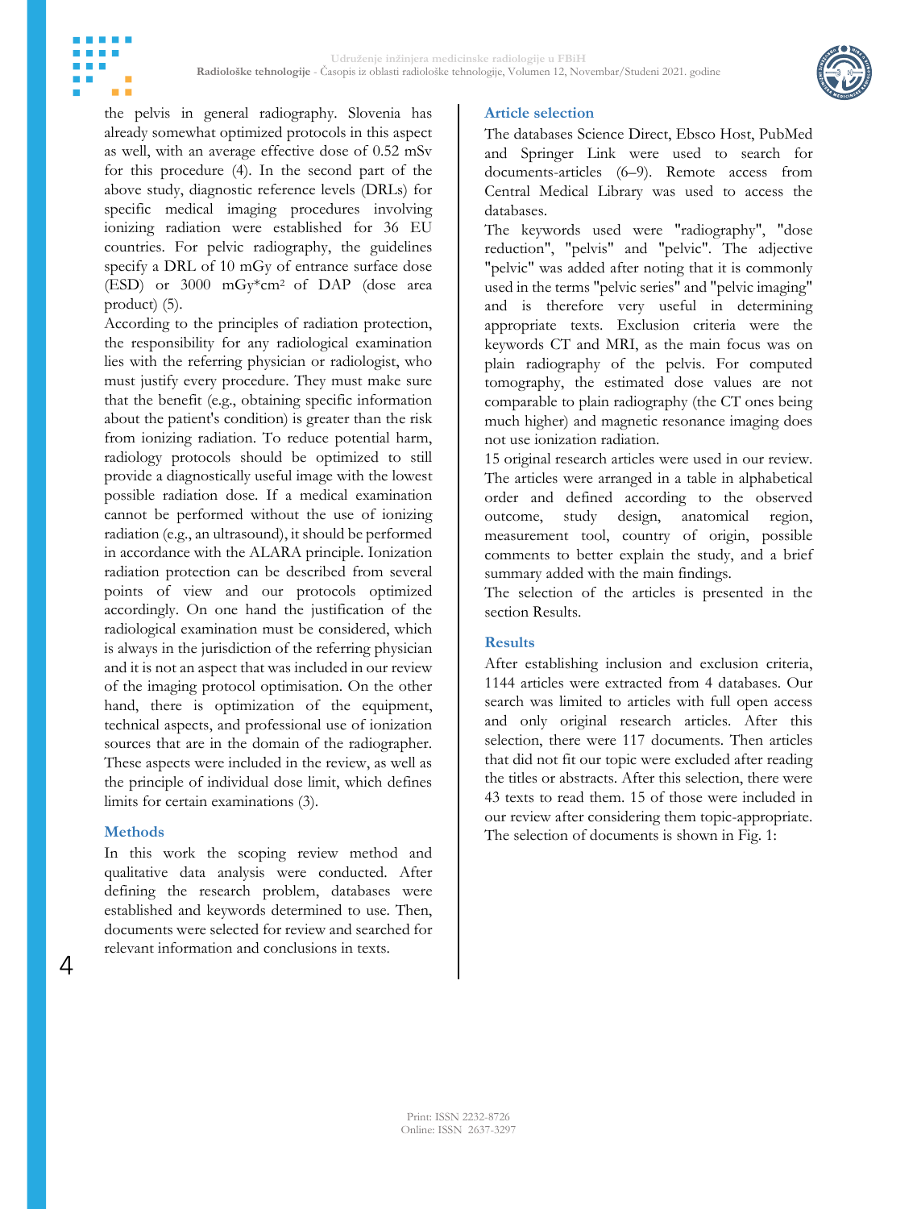the pelvis in general radiography. Slovenia has already somewhat optimized protocols in this aspect as well, with an average effective dose of 0.52 mSv for this procedure (4). In the second part of the above study, diagnostic reference levels (DRLs) for specific medical imaging procedures involving ionizing radiation were established for 36 EU countries. For pelvic radiography, the guidelines specify a DRL of 10 mGy of entrance surface dose (ESD) or 3000 mGy*cm$^2$ of DAP (dose area product) (5).

According to the principles of radiation protection, the responsibility for any radiological examination lies with the referring physician or radiologist, who must justify every procedure. They must make sure that the benefit (e.g., obtaining specific information about the patient's condition) is greater than the risk from ionizing radiation. To reduce potential harm, radiology protocols should be optimized to still provide a diagnostically useful image with the lowest possible radiation dose. If a medical examination cannot be performed without the use of ionizing radiation (e.g., an ultrasound), it should be performed in accordance with the ALARA principle. Ionization radiation protection can be described from several points of view and our protocols optimized accordingly. On one hand the justification of the radiological examination must be considered, which is always in the jurisdiction of the referring physician and it is not an aspect that was included in our review of the imaging protocol optimisation. On the other hand, there is optimization of the equipment, technical aspects, and professional use of ionization sources that are in the domain of the radiographer. These aspects were included in the review, as well as the principle of individual dose limit, which defines limits for certain examinations (3).

## Methods

In this work the scoping review method and qualitative data analysis were conducted. After defining the research problem, databases were established and keywords determined to use. Then, documents were selected for review and searched for relevant information and conclusions in texts.

### Article selection

The databases Science Direct, Ebsco Host, PubMed and Springer Link were used to search for documents-articles (6–9). Remote access from Central Medical Library was used to access the databases.

The keywords used were "radiography", "dose reduction", "pelvis" and "pelvic". The adjective "pelvic" was added after noting that it is commonly used in the terms "pelvic series" and "pelvic imaging" and is therefore very useful in determining appropriate texts. Exclusion criteria were the keywords CT and MRI, as the main focus was on plain radiography of the pelvis. For computed tomography, the estimated dose values are not comparable to plain radiography (the CT ones being much higher) and magnetic resonance imaging does not use ionization radiation.

15 original research articles were used in our review. The articles were arranged in a table in alphabetical order and defined according to the observed outcome, study design, anatomical region, measurement tool, country of origin, possible comments to better explain the study, and a brief summary added with the main findings.

The selection of the articles is presented in the section Results.

## Results

After establishing inclusion and exclusion criteria, 1144 articles were extracted from 4 databases. Our search was limited to articles with full open access and only original research articles. After this selection, there were 117 documents. Then articles that did not fit our topic were excluded after reading the titles or abstracts. After this selection, there were 43 texts to read them. 15 of those were included in our review after considering them topic-appropriate. The selection of documents is shown in Fig. 1: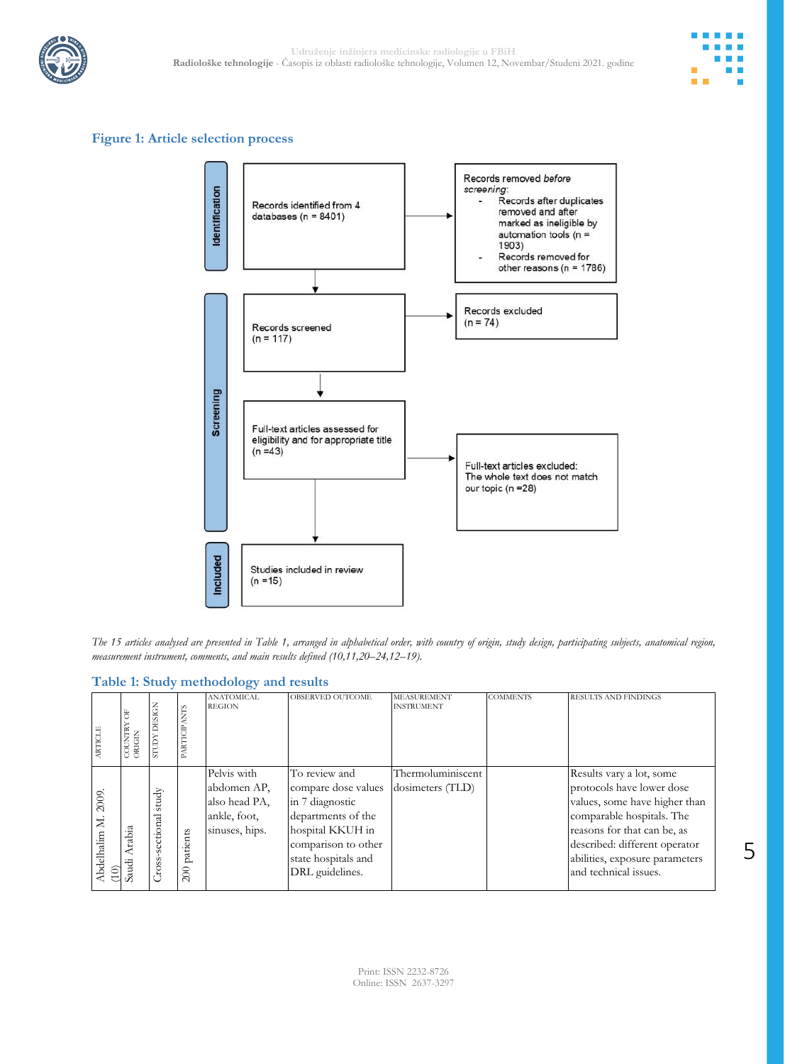### Figure 1: Article selection process

| | | |
|---|---|---|
| Identification | Records identified from 4 databases (n = 8401) | Records removed *before screening*: - Records after duplicates removed and after marked as ineligible by automation tools (n = 1903) - Records removed for other reasons (n = 1786) |
| Screening | Records screened (n = 117) | Records excluded (n = 74) |
| | Full-text articles assessed for eligibility and for appropriate title (n =43) | Full-text articles excluded: The whole text does not match our topic (n =28) |
| Included | Studies included in review (n =15) | |

*The 15 articles analysed are presented in Table 1, arranged in alphabetical order, with country of origin, study design, participating subjects, anatomical region, measurement instrument, comments, and main results defined (10,11,20–24,12–19).*

### Table 1: Study methodology and results

| ARTICLE | COUNTRY OF ORIGIN | STUDY DESIGN | PARTICIPANTS | ANATOMICAL REGION | OBSERVED OUTCOME | MEASUREMENT INSTRUMENT | COMMENTS | RESULTS AND FINDINGS |
|---|---|---|---|---|---|---|---|---|
| Abdelhalim M. 2009. (10) | Saudi Arabia | Cross-sectional study | 200 patients | Pelvis with abdomen AP, also head PA, ankle, foot, sinuses, hips. | To review and compare dose values in 7 diagnostic departments of the hospital KKUH in comparison to other state hospitals and DRL guidelines. | Thermoluminiscent dosimeters (TLD) | | Results vary a lot, some protocols have lower dose values, some have higher than comparable hospitals. The reasons for that can be, as described: different operator abilities, exposure parameters and technical issues. |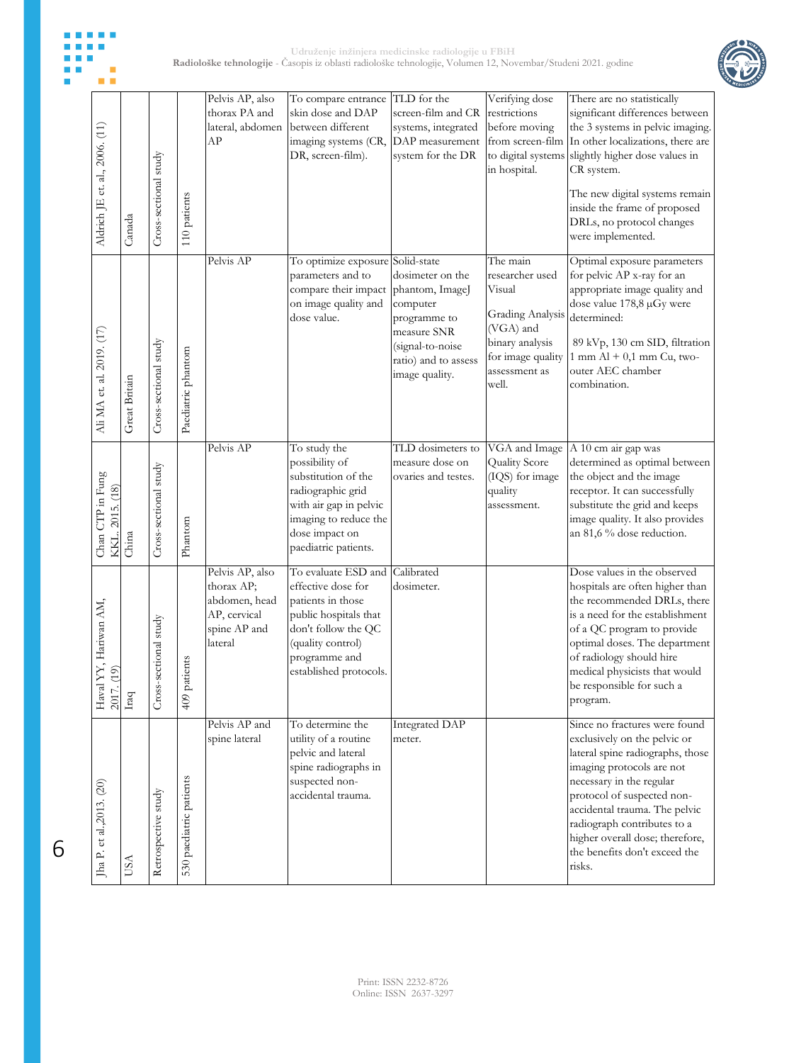| | | | | | | | | |
|---|---|---|---|---|---|---|---|---|
| Aldrich JE et. al., 2006. (11) | Canada | Cross-sectional study | 110 patients | Pelvis AP, also thorax PA and lateral, abdomen AP | To compare entrance skin dose and DAP between different imaging systems (CR, DR, screen-film). | TLD for the screen-film and CR systems, integrated DAP measurement system for the DR | Verifying dose restrictions before moving from screen-film to digital systems in hospital. | There are no statistically significant differences between the 3 systems in pelvic imaging. In other localizations, there are slightly higher dose values in CR system.<br><br>The new digital systems remain inside the frame of proposed DRLs, no protocol changes were implemented. |
| Ali MA et. al. 2019. (17) | Great Britain | Cross-sectional study | Paediatric phantom | Pelvis AP | To optimize exposure parameters and to compare their impact on image quality and dose value. | Solid-state dosimeter on the phantom, ImageJ computer programme to measure SNR (signal-to-noise ratio) and to assess image quality. | The main researcher used Visual Grading Analysis (VGA) and binary analysis for image quality assessment as well. | Optimal exposure parameters for pelvic AP x-ray for an appropriate image quality and dose value 178,8 μGy were determined:<br><br>89 kVp, 130 cm SID, filtration 1 mm Al + 0,1 mm Cu, two-outer AEC chamber combination. |
| Chan CTP in Fung KKL. 2015. (18) | China | Cross-sectional study | Phantom | Pelvis AP | To study the possibility of substitution of the radiographic grid with air gap in pelvic imaging to reduce the dose impact on paediatric patients. | TLD dosimeters to measure dose on ovaries and testes. | VGA and Image Quality Score (IQS) for image quality assessment. | A 10 cm air gap was determined as optimal between the object and the image receptor. It can successfully substitute the grid and keeps image quality. It also provides an 81,6 % dose reduction. |
| Haval YY, Hariwan AM, 2017. (19) | Iraq | Cross-sectional study | 409 patients | Pelvis AP, also thorax AP; abdomen, head AP, cervical spine AP and lateral | To evaluate ESD and effective dose for patients in those public hospitals that don't follow the QC (quality control) programme and established protocols. | Calibrated dosimeter. | | Dose values in the observed hospitals are often higher than the recommended DRLs, there is a need for the establishment of a QC program to provide optimal doses. The department of radiology should hire medical physicists that would be responsible for such a program. |
| Jha P. et al.,2013. (20) | USA | Retrospective study | 530 paediatric patients | Pelvis AP and spine lateral | To determine the utility of a routine pelvic and lateral spine radiographs in suspected non-accidental trauma. | Integrated DAP meter. | | Since no fractures were found exclusively on the pelvic or lateral spine radiographs, those imaging protocols are not necessary in the regular protocol of suspected non-accidental trauma. The pelvic radiograph contributes to a higher overall dose; therefore, the benefits don't exceed the risks. |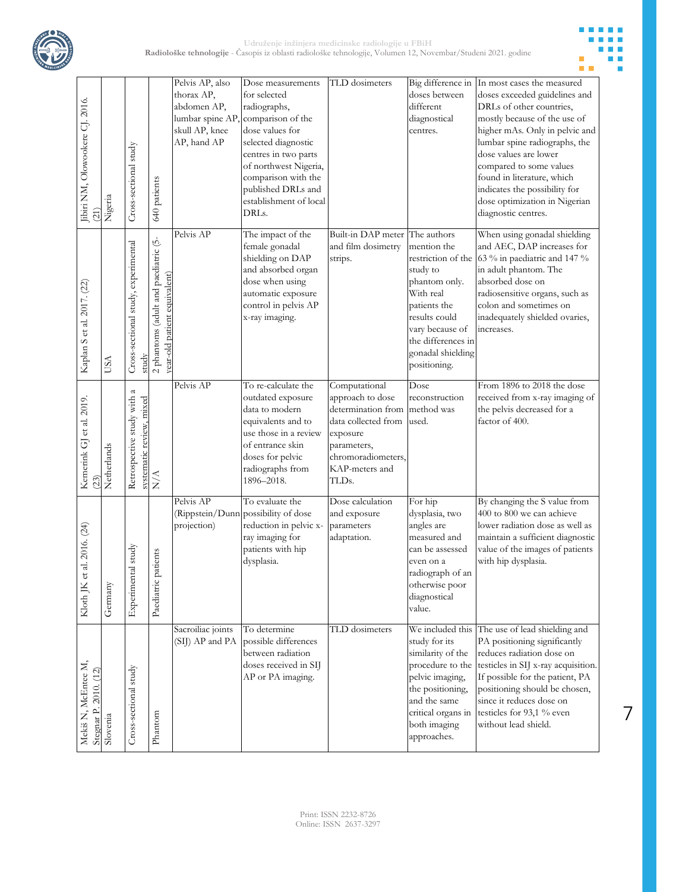| Jibiri NM, Olowookere CJ. 2016. (21) | Nigeria | Cross-sectional study | 640 patients | Pelvis AP, also thorax AP, abdomen AP, lumbar spine AP, skull AP, knee AP, hand AP | Dose measurements for selected radiographs, comparison of the dose values for selected diagnostic centres in two parts of northwest Nigeria, comparison with the published DRLs and establishment of local DRLs. | TLD dosimeters | Big difference in doses between different diagnostical centres. | In most cases the measured doses exceeded guidelines and DRLs of other countries, mostly because of the use of higher mAs. Only in pelvic and lumbar spine radiographs, the dose values are lower compared to some values found in literature, which indicates the possibility for dose optimization in Nigerian diagnostic centres. |
|---|---|---|---|---|---|---|---|---|
| Kaplan S et al. 2017. (22) | USA | Cross-sectional study, experimental study | 2 phantoms (adult and paediatric (5-year-old patient equivalent) | Pelvis AP | The impact of the female gonadal shielding on DAP and absorbed organ dose when using automatic exposure control in pelvis AP x-ray imaging. | Built-in DAP meter and film dosimetry strips. | The authors mention the restriction of the study to phantom only. With real patients the results could vary because of the differences in gonadal shielding positioning. | When using gonadal shielding and AEC, DAP increases for 63 % in paediatric and 147 % in adult phantom. The absorbed dose on radiosensitive organs, such as colon and sometimes on inadequately shielded ovaries, increases. |
| Kemerink GJ et al. 2019. (23) | Netherlands | Retrospective study with a systematic review, mixed | N/A | Pelvis AP | To re-calculate the outdated exposure data to modern equivalents and to use those in a review of entrance skin doses for pelvic radiographs from 1896–2018. | Computational approach to dose determination from data collected from exposure parameters, chromoradiometers, KAP-meters and TLDs. | Dose reconstruction method was used. | From 1896 to 2018 the dose received from x-ray imaging of the pelvis decreased for a factor of 400. |
| Kloth JK et al. 2016. (24) | Germany | Experimental study | Paediatric patients | Pelvis AP (Rippstein/Dunn projection) | To evaluate the possibility of dose reduction in pelvic x-ray imaging for patients with hip dysplasia. | Dose calculation and exposure parameters adaptation. | For hip dysplasia, two angles are measured and can be assessed even on a radiograph of an otherwise poor diagnostical value. | By changing the S value from 400 to 800 we can achieve lower radiation dose as well as maintain a sufficient diagnostic value of the images of patients with hip dysplasia. |
| Mekis N, McEntee M, Stegnar P. 2010. (12) | Slovenia | Cross-sectional study | Phantom | Sacroiliac joints (SIJ) AP and PA | To determine possible differences between radiation doses received in SIJ AP or PA imaging. | TLD dosimeters | We included this study for its similarity of the procedure to the pelvic imaging, the positioning, and the same critical organs in both imaging approaches. | The use of lead shielding and PA positioning significantly reduces radiation dose on testicles in SIJ x-ray acquisition. If possible for the patient, PA positioning should be chosen, since it reduces dose on testicles for 93,1 % even without lead shield. |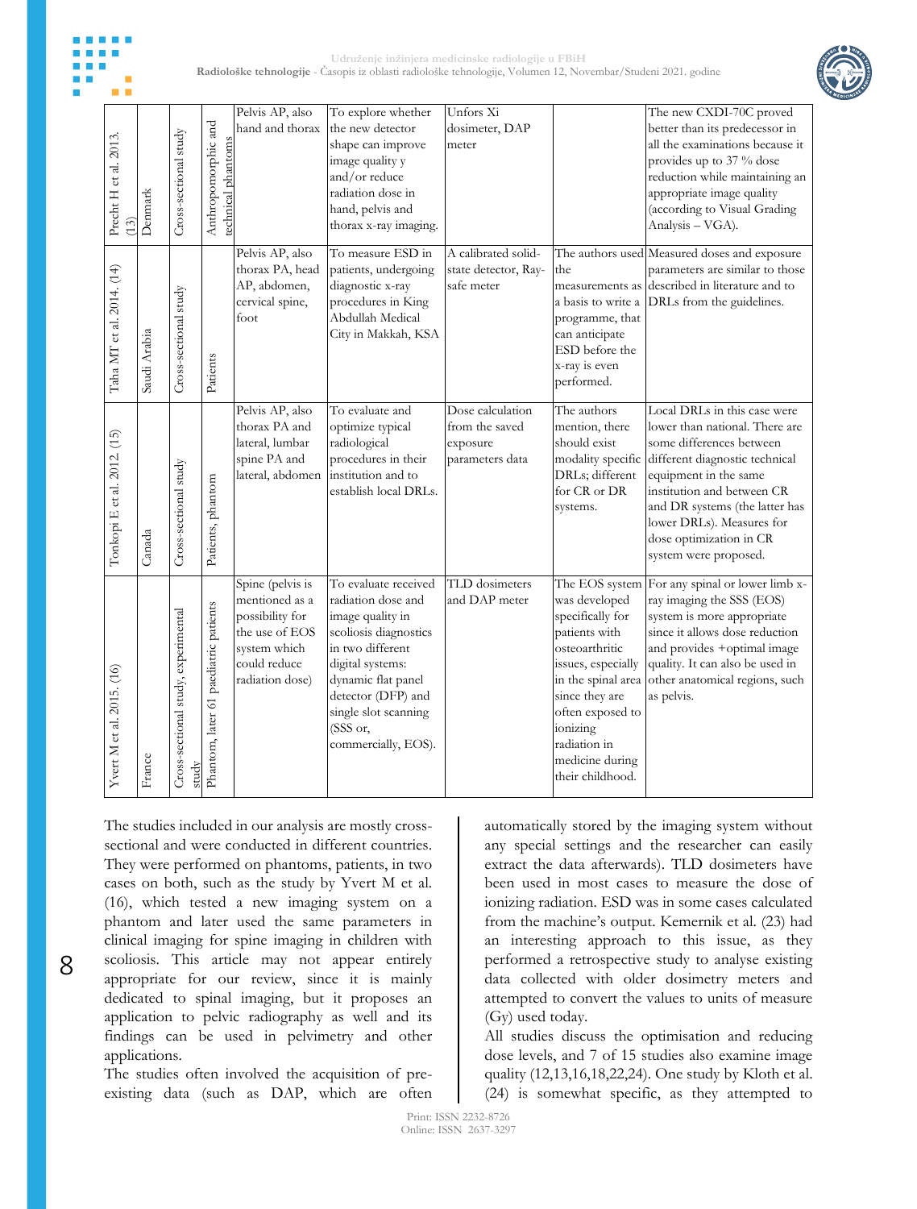| Precht H et al. 2013. (13) | Denmark | Cross-sectional study | Anthropomorphic and technical phantoms | Pelvis AP, also hand and thorax | To explore whether the new detector shape can improve image quality y and/or reduce radiation dose in hand, pelvis and thorax x-ray imaging. | Unfors Xi dosimeter, DAP meter | | The new CXDI-70C proved better than its predecessor in all the examinations because it provides up to 37 % dose reduction while maintaining an appropriate image quality (according to Visual Grading Analysis – VGA). |
|---|---|---|---|---|---|---|---|---|
| Taha MT et al. 2014. (14) | Saudi Arabia | Cross-sectional study | Patients | Pelvis AP, also thorax PA, head AP, abdomen, cervical spine, foot | To measure ESD in patients, undergoing diagnostic x-ray procedures in King Abdullah Medical City in Makkah, KSA | A calibrated solid-state detector, Ray-safe meter | The authors used the measurements as a basis to write a programme, that can anticipate ESD before the x-ray is even performed. | Measured doses and exposure parameters are similar to those described in literature and to DRLs from the guidelines. |
| Tonkopi E et al. 2012. (15) | Canada | Cross-sectional study | Patients, phantom | Pelvis AP, also thorax PA and lateral, lumbar spine PA and lateral, abdomen | To evaluate and optimize typical radiological procedures in their institution and to establish local DRLs. | Dose calculation from the saved exposure parameters data | The authors mention, there should exist modality specific DRLs; different for CR or DR systems. | Local DRLs in this case were lower than national. There are some differences between different diagnostic technical equipment in the same institution and between CR and DR systems (the latter has lower DRLs). Measures for dose optimization in CR system were proposed. |
| Yvert M et al. 2015. (16) | France | Cross-sectional study, experimental study | Phantom, later 61 paediatric patients | Spine (pelvis is mentioned as a possibility for the use of EOS system which could reduce radiation dose) | To evaluate received radiation dose and image quality in scoliosis diagnostics in two different digital systems: dynamic flat panel detector (DFP) and single slot scanning (SSS or, commercially, EOS). | TLD dosimeters and DAP meter | The EOS system was developed specifically for patients with osteoarthritic issues, especially in the spinal area since they are often exposed to ionizing radiation in medicine during their childhood. | For any spinal or lower limb x-ray imaging the SSS (EOS) system is more appropriate since it allows dose reduction and provides +optimal image quality. It can also be used in other anatomical regions, such as pelvis. |

The studies included in our analysis are mostly cross-sectional and were conducted in different countries. They were performed on phantoms, patients, in two cases on both, such as the study by Yvert M et al. (16), which tested a new imaging system on a phantom and later used the same parameters in clinical imaging for spine imaging in children with scoliosis. This article may not appear entirely appropriate for our review, since it is mainly dedicated to spinal imaging, but it proposes an application to pelvic radiography as well and its findings can be used in pelvimetry and other applications.

The studies often involved the acquisition of pre-existing data (such as DAP, which are often automatically stored by the imaging system without any special settings and the researcher can easily extract the data afterwards). TLD dosimeters have been used in most cases to measure the dose of ionizing radiation. ESD was in some cases calculated from the machine's output. Kemernik et al. (23) had an interesting approach to this issue, as they performed a retrospective study to analyse existing data collected with older dosimetry meters and attempted to convert the values to units of measure (Gy) used today.

All studies discuss the optimisation and reducing dose levels, and 7 of 15 studies also examine image quality (12,13,16,18,22,24). One study by Kloth et al. (24) is somewhat specific, as they attempted to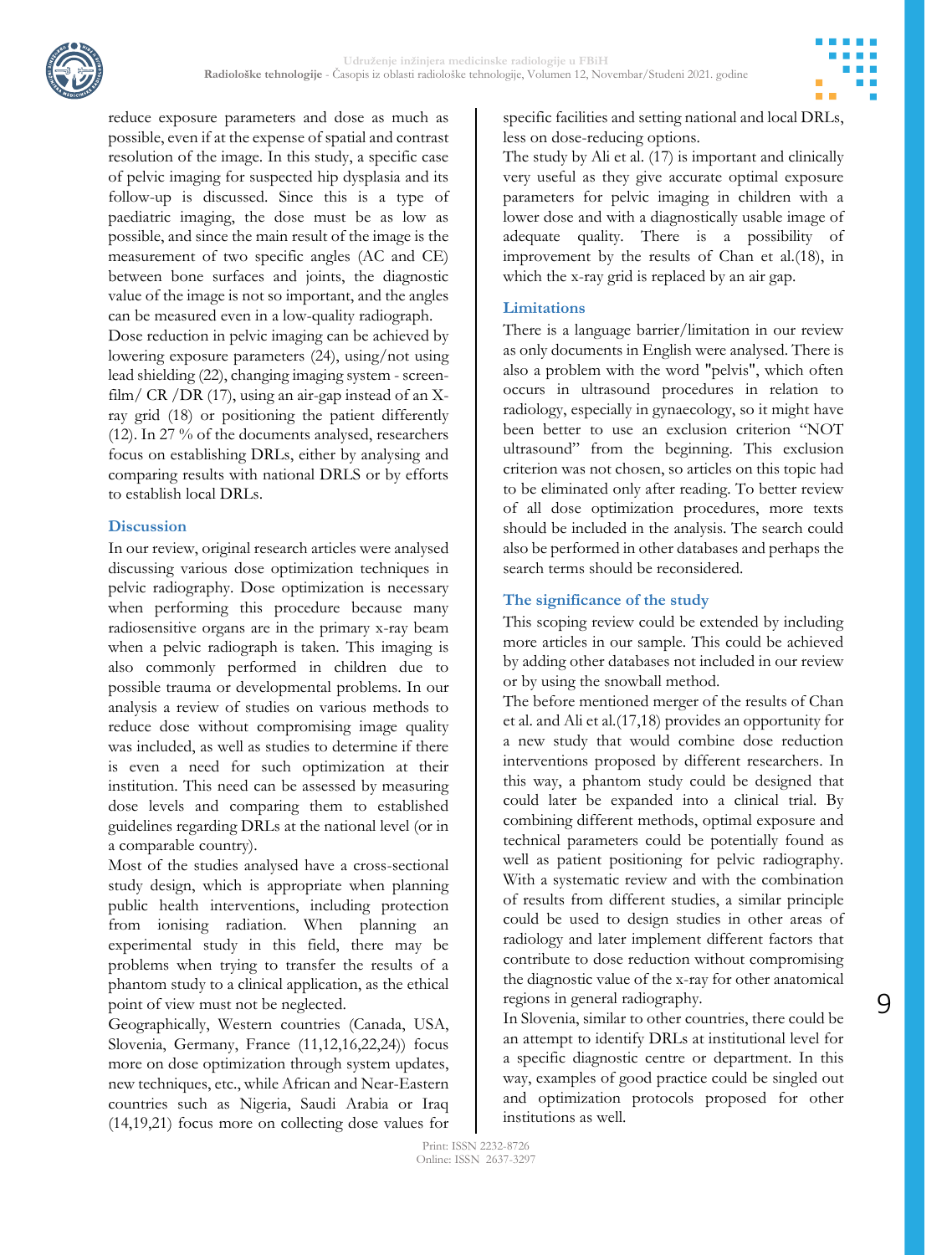reduce exposure parameters and dose as much as possible, even if at the expense of spatial and contrast resolution of the image. In this study, a specific case of pelvic imaging for suspected hip dysplasia and its follow-up is discussed. Since this is a type of paediatric imaging, the dose must be as low as possible, and since the main result of the image is the measurement of two specific angles (AC and CE) between bone surfaces and joints, the diagnostic value of the image is not so important, and the angles can be measured even in a low-quality radiograph.

Dose reduction in pelvic imaging can be achieved by lowering exposure parameters (24), using/not using lead shielding (22), changing imaging system - screen-film/ CR /DR (17), using an air-gap instead of an X-ray grid (18) or positioning the patient differently (12). In 27 % of the documents analysed, researchers focus on establishing DRLs, either by analysing and comparing results with national DRLS or by efforts to establish local DRLs.

## Discussion

In our review, original research articles were analysed discussing various dose optimization techniques in pelvic radiography. Dose optimization is necessary when performing this procedure because many radiosensitive organs are in the primary x-ray beam when a pelvic radiograph is taken. This imaging is also commonly performed in children due to possible trauma or developmental problems. In our analysis a review of studies on various methods to reduce dose without compromising image quality was included, as well as studies to determine if there is even a need for such optimization at their institution. This need can be assessed by measuring dose levels and comparing them to established guidelines regarding DRLs at the national level (or in a comparable country).

Most of the studies analysed have a cross-sectional study design, which is appropriate when planning public health interventions, including protection from ionising radiation. When planning an experimental study in this field, there may be problems when trying to transfer the results of a phantom study to a clinical application, as the ethical point of view must not be neglected.

Geographically, Western countries (Canada, USA, Slovenia, Germany, France (11,12,16,22,24)) focus more on dose optimization through system updates, new techniques, etc., while African and Near-Eastern countries such as Nigeria, Saudi Arabia or Iraq (14,19,21) focus more on collecting dose values for specific facilities and setting national and local DRLs, less on dose-reducing options.

The study by Ali et al. (17) is important and clinically very useful as they give accurate optimal exposure parameters for pelvic imaging in children with a lower dose and with a diagnostically usable image of adequate quality. There is a possibility of improvement by the results of Chan et al.(18), in which the x-ray grid is replaced by an air gap.

## Limitations

There is a language barrier/limitation in our review as only documents in English were analysed. There is also a problem with the word "pelvis", which often occurs in ultrasound procedures in relation to radiology, especially in gynaecology, so it might have been better to use an exclusion criterion "NOT ultrasound" from the beginning. This exclusion criterion was not chosen, so articles on this topic had to be eliminated only after reading. To better review of all dose optimization procedures, more texts should be included in the analysis. The search could also be performed in other databases and perhaps the search terms should be reconsidered.

## The significance of the study

This scoping review could be extended by including more articles in our sample. This could be achieved by adding other databases not included in our review or by using the snowball method.

The before mentioned merger of the results of Chan et al. and Ali et al.(17,18) provides an opportunity for a new study that would combine dose reduction interventions proposed by different researchers. In this way, a phantom study could be designed that could later be expanded into a clinical trial. By combining different methods, optimal exposure and technical parameters could be potentially found as well as patient positioning for pelvic radiography. With a systematic review and with the combination of results from different studies, a similar principle could be used to design studies in other areas of radiology and later implement different factors that contribute to dose reduction without compromising the diagnostic value of the x-ray for other anatomical regions in general radiography.

In Slovenia, similar to other countries, there could be an attempt to identify DRLs at institutional level for a specific diagnostic centre or department. In this way, examples of good practice could be singled out and optimization protocols proposed for other institutions as well.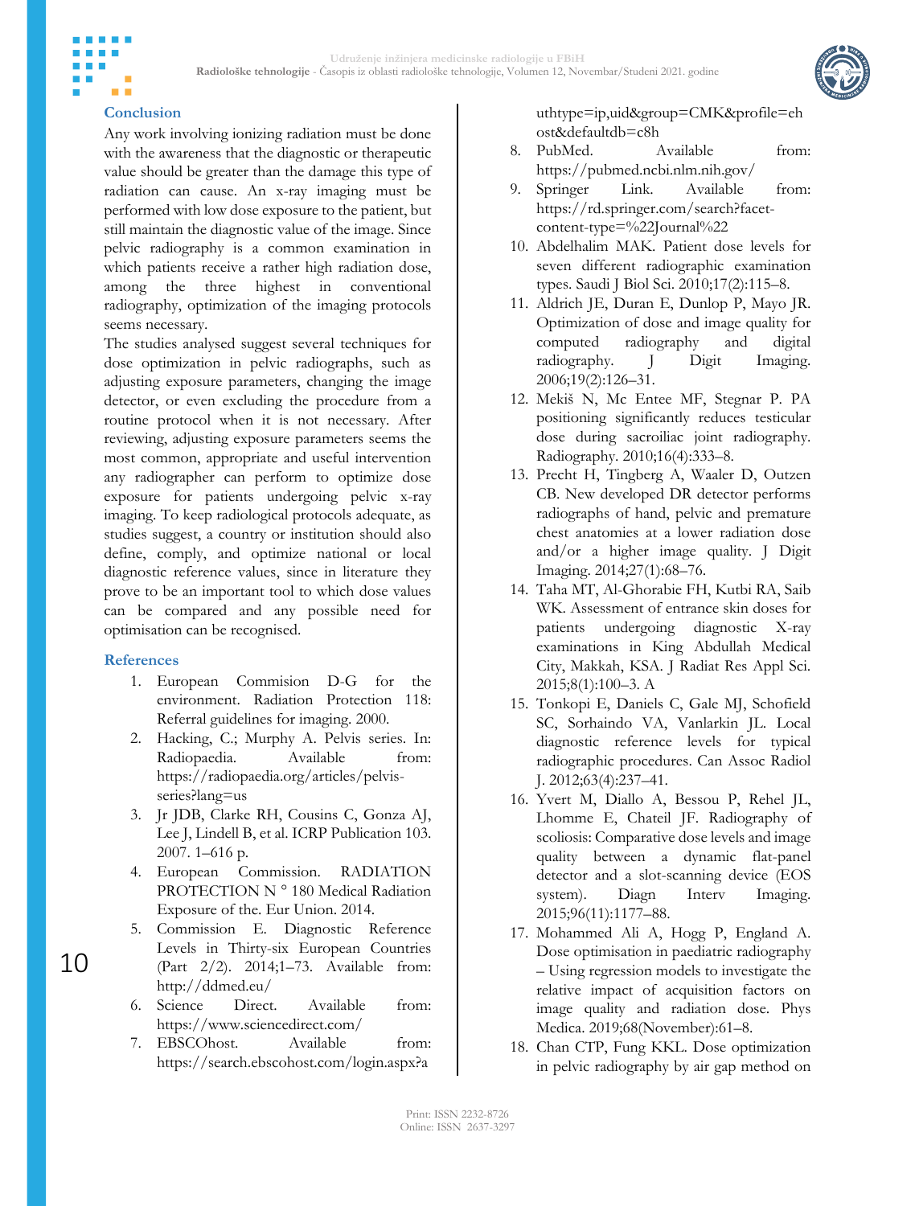## Conclusion

Any work involving ionizing radiation must be done with the awareness that the diagnostic or therapeutic value should be greater than the damage this type of radiation can cause. An x-ray imaging must be performed with low dose exposure to the patient, but still maintain the diagnostic value of the image. Since pelvic radiography is a common examination in which patients receive a rather high radiation dose, among the three highest in conventional radiography, optimization of the imaging protocols seems necessary.

The studies analysed suggest several techniques for dose optimization in pelvic radiographs, such as adjusting exposure parameters, changing the image detector, or even excluding the procedure from a routine protocol when it is not necessary. After reviewing, adjusting exposure parameters seems the most common, appropriate and useful intervention any radiographer can perform to optimize dose exposure for patients undergoing pelvic x-ray imaging. To keep radiological protocols adequate, as studies suggest, a country or institution should also define, comply, and optimize national or local diagnostic reference values, since in literature they prove to be an important tool to which dose values can be compared and any possible need for optimisation can be recognised.

## References

1. European Commision D-G for the environment. Radiation Protection 118: Referral guidelines for imaging. 2000.
2. Hacking, C.; Murphy A. Pelvis series. In: Radiopaedia. Available from: https://radiopaedia.org/articles/pelvis-series?lang=us
3. Jr JDB, Clarke RH, Cousins C, Gonza AJ, Lee J, Lindell B, et al. ICRP Publication 103. 2007. 1–616 p.
4. European Commission. RADIATION PROTECTION N ° 180 Medical Radiation Exposure of the. Eur Union. 2014.
5. Commission E. Diagnostic Reference Levels in Thirty-six European Countries (Part 2/2). 2014;1–73. Available from: http://ddmed.eu/
6. Science Direct. Available from: https://www.sciencedirect.com/
7. EBSCOhost. Available from: https://search.ebscohost.com/login.aspx?authtype=ip,uid&group=CMK&profile=ehost&defaultdb=c8h
8. PubMed. Available from: https://pubmed.ncbi.nlm.nih.gov/
9. Springer Link. Available from: https://rd.springer.com/search?facet-content-type=%22Journal%22
10. Abdelhalim MAK. Patient dose levels for seven different radiographic examination types. Saudi J Biol Sci. 2010;17(2):115–8.
11. Aldrich JE, Duran E, Dunlop P, Mayo JR. Optimization of dose and image quality for computed radiography and digital radiography. J Digit Imaging. 2006;19(2):126–31.
12. Mekiš N, Mc Entee MF, Stegnar P. PA positioning significantly reduces testicular dose during sacroiliac joint radiography. Radiography. 2010;16(4):333–8.
13. Precht H, Tingberg A, Waaler D, Outzen CB. New developed DR detector performs radiographs of hand, pelvic and premature chest anatomies at a lower radiation dose and/or a higher image quality. J Digit Imaging. 2014;27(1):68–76.
14. Taha MT, Al-Ghorabie FH, Kutbi RA, Saib WK. Assessment of entrance skin doses for patients undergoing diagnostic X-ray examinations in King Abdullah Medical City, Makkah, KSA. J Radiat Res Appl Sci. 2015;8(1):100–3. A
15. Tonkopi E, Daniels C, Gale MJ, Schofield SC, Sorhaindo VA, Vanlarkin JL. Local diagnostic reference levels for typical radiographic procedures. Can Assoc Radiol J. 2012;63(4):237–41.
16. Yvert M, Diallo A, Bessou P, Rehel JL, Lhomme E, Chateil JF. Radiography of scoliosis: Comparative dose levels and image quality between a dynamic flat-panel detector and a slot-scanning device (EOS system). Diagn Interv Imaging. 2015;96(11):1177–88.
17. Mohammed Ali A, Hogg P, England A. Dose optimisation in paediatric radiography – Using regression models to investigate the relative impact of acquisition factors on image quality and radiation dose. Phys Medica. 2019;68(November):61–8.
18. Chan CTP, Fung KKL. Dose optimization in pelvic radiography by air gap method on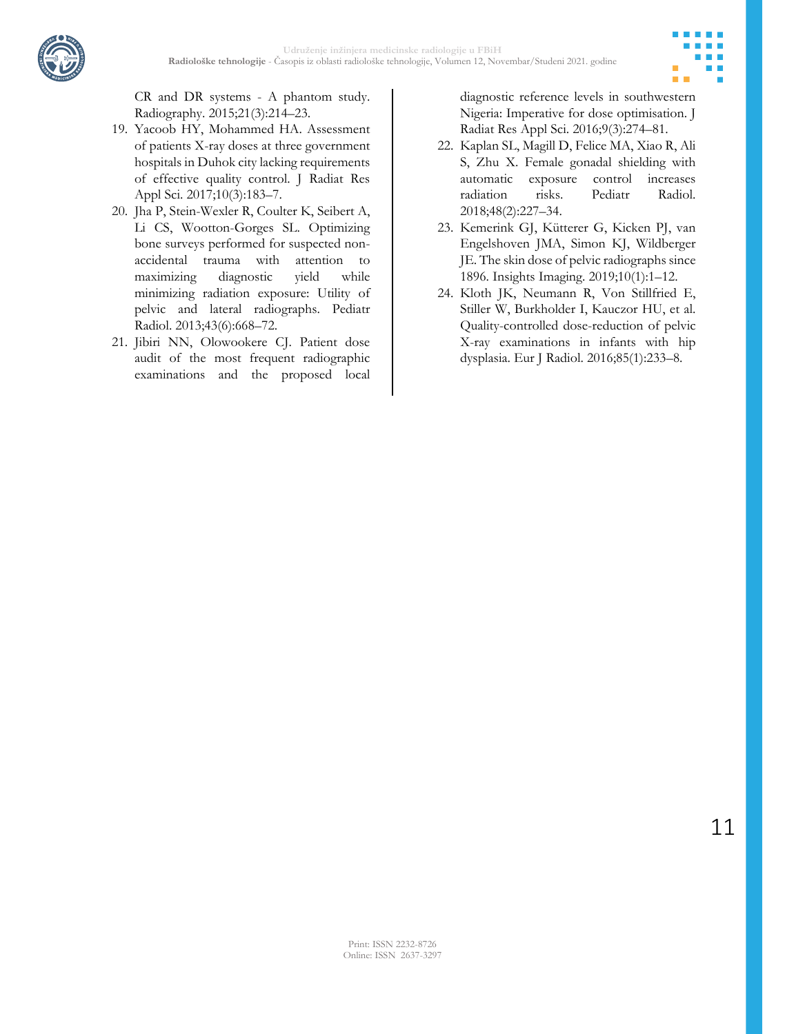CR and DR systems - A phantom study. Radiography. 2015;21(3):214–23.

19. Yacoob HY, Mohammed HA. Assessment of patients X-ray doses at three government hospitals in Duhok city lacking requirements of effective quality control. J Radiat Res Appl Sci. 2017;10(3):183–7.
20. Jha P, Stein-Wexler R, Coulter K, Seibert A, Li CS, Wootton-Gorges SL. Optimizing bone surveys performed for suspected non-accidental trauma with attention to maximizing diagnostic yield while minimizing radiation exposure: Utility of pelvic and lateral radiographs. Pediatr Radiol. 2013;43(6):668–72.
21. Jibiri NN, Olowookere CJ. Patient dose audit of the most frequent radiographic examinations and the proposed local diagnostic reference levels in southwestern Nigeria: Imperative for dose optimisation. J Radiat Res Appl Sci. 2016;9(3):274–81.
22. Kaplan SL, Magill D, Felice MA, Xiao R, Ali S, Zhu X. Female gonadal shielding with automatic exposure control increases radiation risks. Pediatr Radiol. 2018;48(2):227–34.
23. Kemerink GJ, Kütterer G, Kicken PJ, van Engelshoven JMA, Simon KJ, Wildberger JE. The skin dose of pelvic radiographs since 1896. Insights Imaging. 2019;10(1):1–12.
24. Kloth JK, Neumann R, Von Stillfried E, Stiller W, Burkholder I, Kauczor HU, et al. Quality-controlled dose-reduction of pelvic X-ray examinations in infants with hip dysplasia. Eur J Radiol. 2016;85(1):233–8.